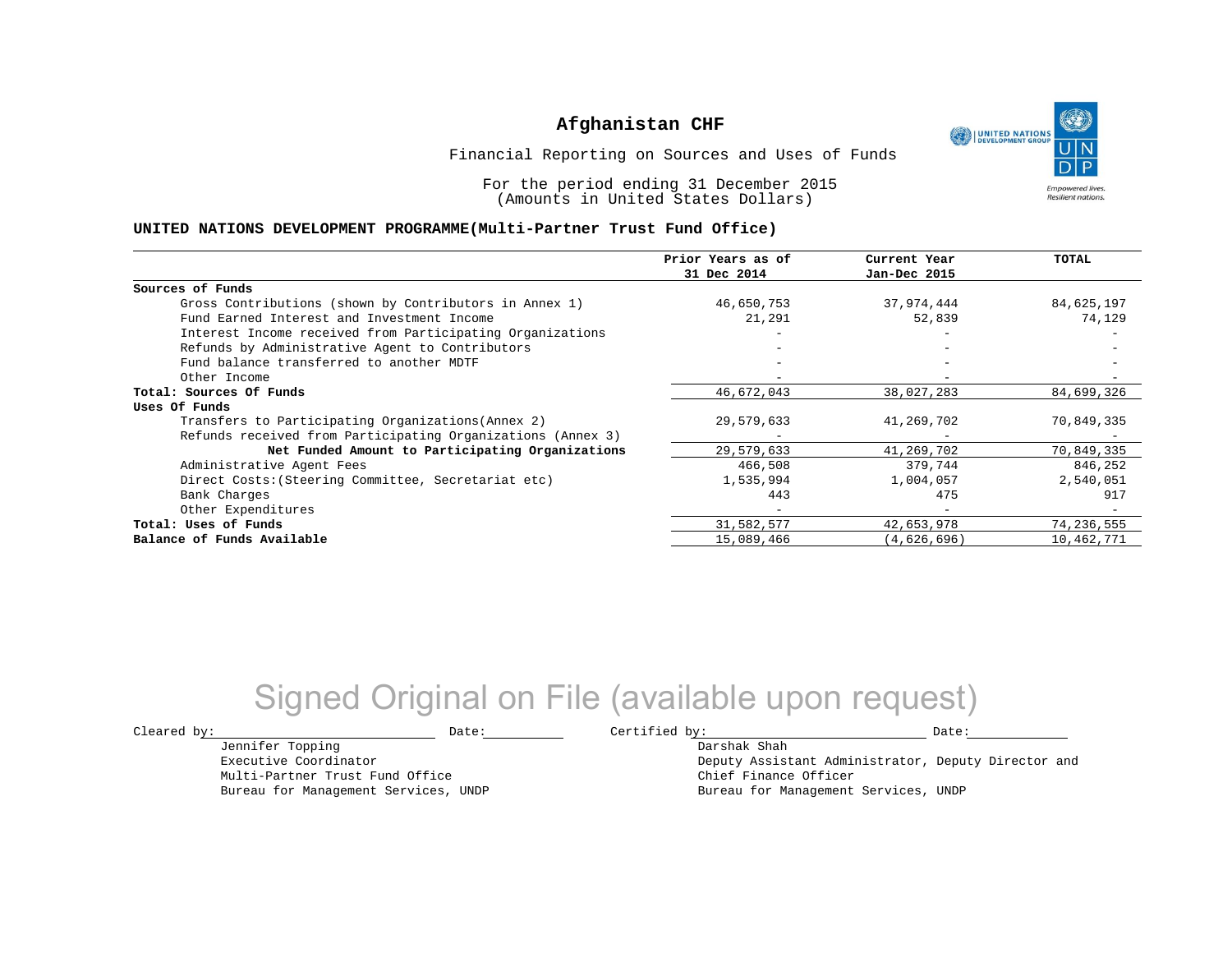# Afghanistan CHF

Financial Reporting on Sources and Uses of Funds

For the period ending 31 December 2015
(Amounts in United States Dollars)

**UNITED NATIONS DEVELOPMENT PROGRAMME(Multi-Partner Trust Fund Office)**

| | Prior Years as of 31 Dec 2014 | Current Year Jan-Dec 2015 | TOTAL |
|---|---|---|---|
| **Sources of Funds** | | | |
| Gross Contributions (shown by Contributors in Annex 1) | 46,650,753 | 37,974,444 | 84,625,197 |
| Fund Earned Interest and Investment Income | 21,291 | 52,839 | 74,129 |
| Interest Income received from Participating Organizations | - | - | - |
| Refunds by Administrative Agent to Contributors | - | - | - |
| Fund balance transferred to another MDTF | - | - | - |
| Other Income | - | - | - |
| **Total: Sources Of Funds** | 46,672,043 | 38,027,283 | 84,699,326 |
| **Uses Of Funds** | | | |
| Transfers to Participating Organizations(Annex 2) | 29,579,633 | 41,269,702 | 70,849,335 |
| Refunds received from Participating Organizations (Annex 3) | - | - | - |
| **Net Funded Amount to Participating Organizations** | 29,579,633 | 41,269,702 | 70,849,335 |
| Administrative Agent Fees | 466,508 | 379,744 | 846,252 |
| Direct Costs:(Steering Committee, Secretariat etc) | 1,535,994 | 1,004,057 | 2,540,051 |
| Bank Charges | 443 | 475 | 917 |
| Other Expenditures | - | - | - |
| **Total: Uses of Funds** | 31,582,577 | 42,653,978 | 74,236,555 |
| **Balance of Funds Available** | 15,089,466 | (4,626,696) | 10,462,771 |

Signed Original on File (available upon request)

Cleared by: \_\_\_\_\_\_\_\_\_\_\_\_\_\_\_\_\_\_ Date: \_\_\_\_\_\_\_\_

Jennifer Topping
Executive Coordinator
Multi-Partner Trust Fund Office
Bureau for Management Services, UNDP

Certified by: \_\_\_\_\_\_\_\_\_\_\_\_\_\_\_\_\_\_ Date: \_\_\_\_\_\_\_\_

Darshak Shah
Deputy Assistant Administrator, Deputy Director and
Chief Finance Officer
Bureau for Management Services, UNDP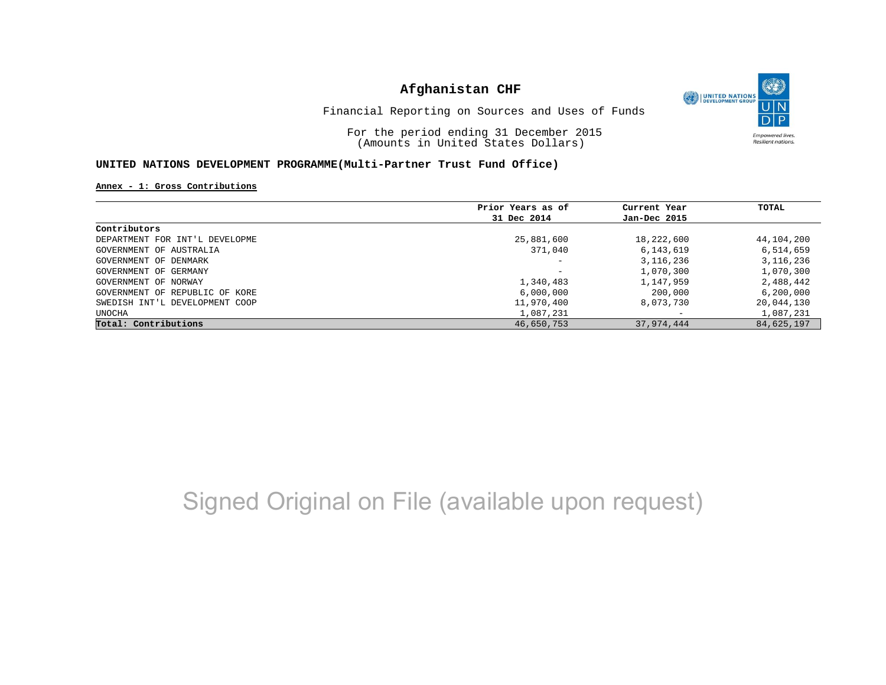# Afghanistan CHF

Financial Reporting on Sources and Uses of Funds

For the period ending 31 December 2015
(Amounts in United States Dollars)

**UNITED NATIONS DEVELOPMENT PROGRAMME(Multi-Partner Trust Fund Office)**

**Annex - 1: Gross Contributions**

| Contributors | Prior Years as of 31 Dec 2014 | Current Year Jan-Dec 2015 | TOTAL |
|---|---|---|---|
| DEPARTMENT FOR INT'L DEVELOPME | 25,881,600 | 18,222,600 | 44,104,200 |
| GOVERNMENT OF AUSTRALIA | 371,040 | 6,143,619 | 6,514,659 |
| GOVERNMENT OF DENMARK | - | 3,116,236 | 3,116,236 |
| GOVERNMENT OF GERMANY | - | 1,070,300 | 1,070,300 |
| GOVERNMENT OF NORWAY | 1,340,483 | 1,147,959 | 2,488,442 |
| GOVERNMENT OF REPUBLIC OF KORE | 6,000,000 | 200,000 | 6,200,000 |
| SWEDISH INT'L DEVELOPMENT COOP | 11,970,400 | 8,073,730 | 20,044,130 |
| UNOCHA | 1,087,231 | - | 1,087,231 |
| **Total: Contributions** | 46,650,753 | 37,974,444 | 84,625,197 |

Signed Original on File (available upon request)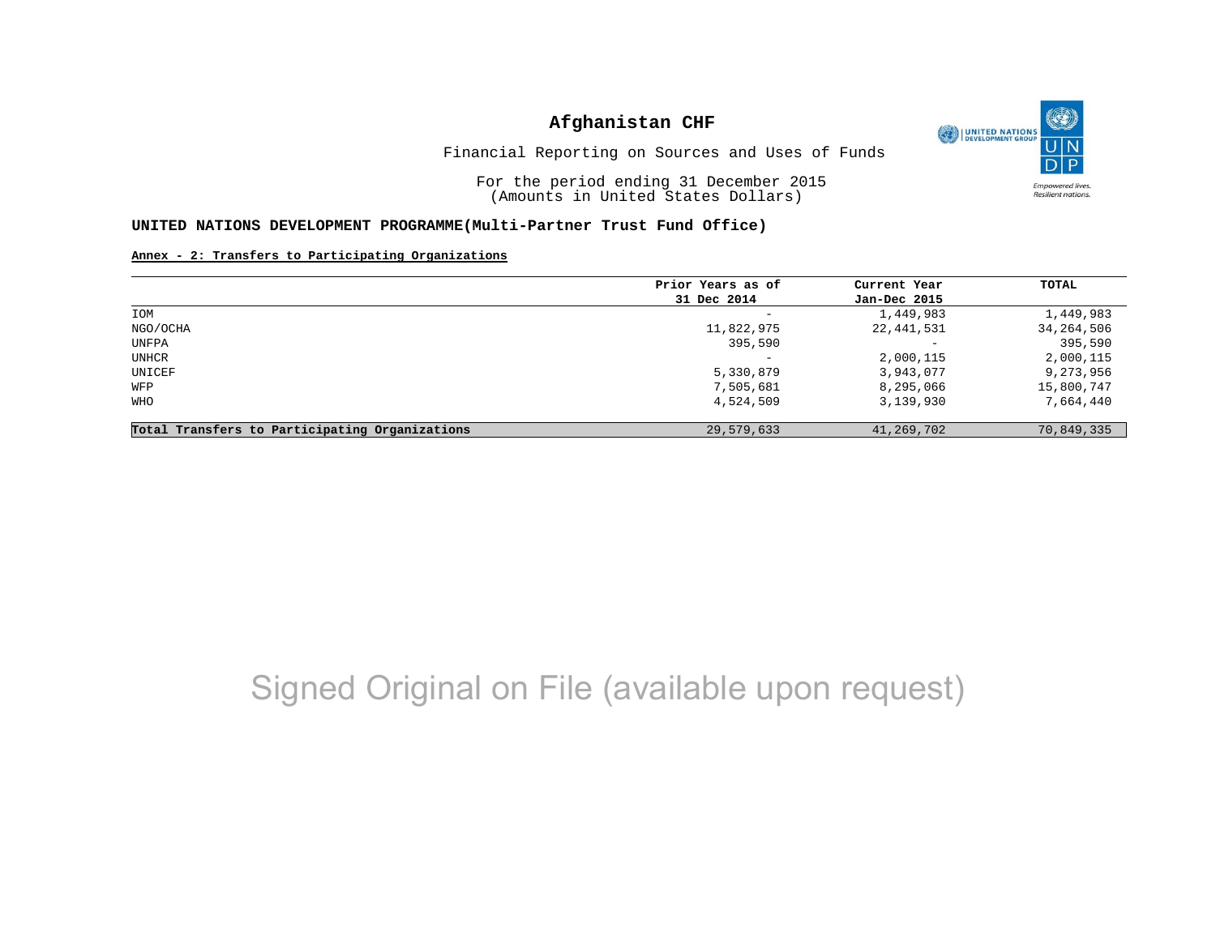# Afghanistan CHF

Financial Reporting on Sources and Uses of Funds

For the period ending 31 December 2015
(Amounts in United States Dollars)

**UNITED NATIONS DEVELOPMENT PROGRAMME(Multi-Partner Trust Fund Office)**

**Annex - 2: Transfers to Participating Organizations**

| | Prior Years as of 31 Dec 2014 | Current Year Jan-Dec 2015 | TOTAL |
|---|---|---|---|
| IOM | - | 1,449,983 | 1,449,983 |
| NGO/OCHA | 11,822,975 | 22,441,531 | 34,264,506 |
| UNFPA | 395,590 | - | 395,590 |
| UNHCR | - | 2,000,115 | 2,000,115 |
| UNICEF | 5,330,879 | 3,943,077 | 9,273,956 |
| WFP | 7,505,681 | 8,295,066 | 15,800,747 |
| WHO | 4,524,509 | 3,139,930 | 7,664,440 |
| **Total Transfers to Participating Organizations** | 29,579,633 | 41,269,702 | 70,849,335 |

Signed Original on File (available upon request)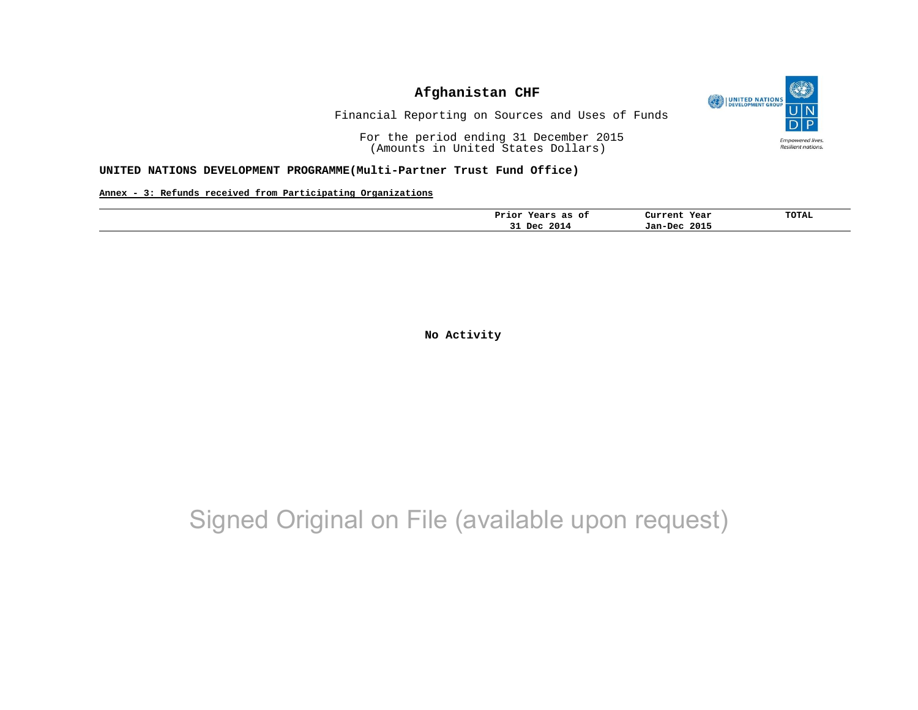# Afghanistan CHF

Financial Reporting on Sources and Uses of Funds

For the period ending 31 December 2015
(Amounts in United States Dollars)

**UNITED NATIONS DEVELOPMENT PROGRAMME(Multi-Partner Trust Fund Office)**

**Annex - 3: Refunds received from Participating Organizations**

| | Prior Years as of 31 Dec 2014 | Current Year Jan-Dec 2015 | TOTAL |
|---|---|---|---|

**No Activity**

Signed Original on File (available upon request)